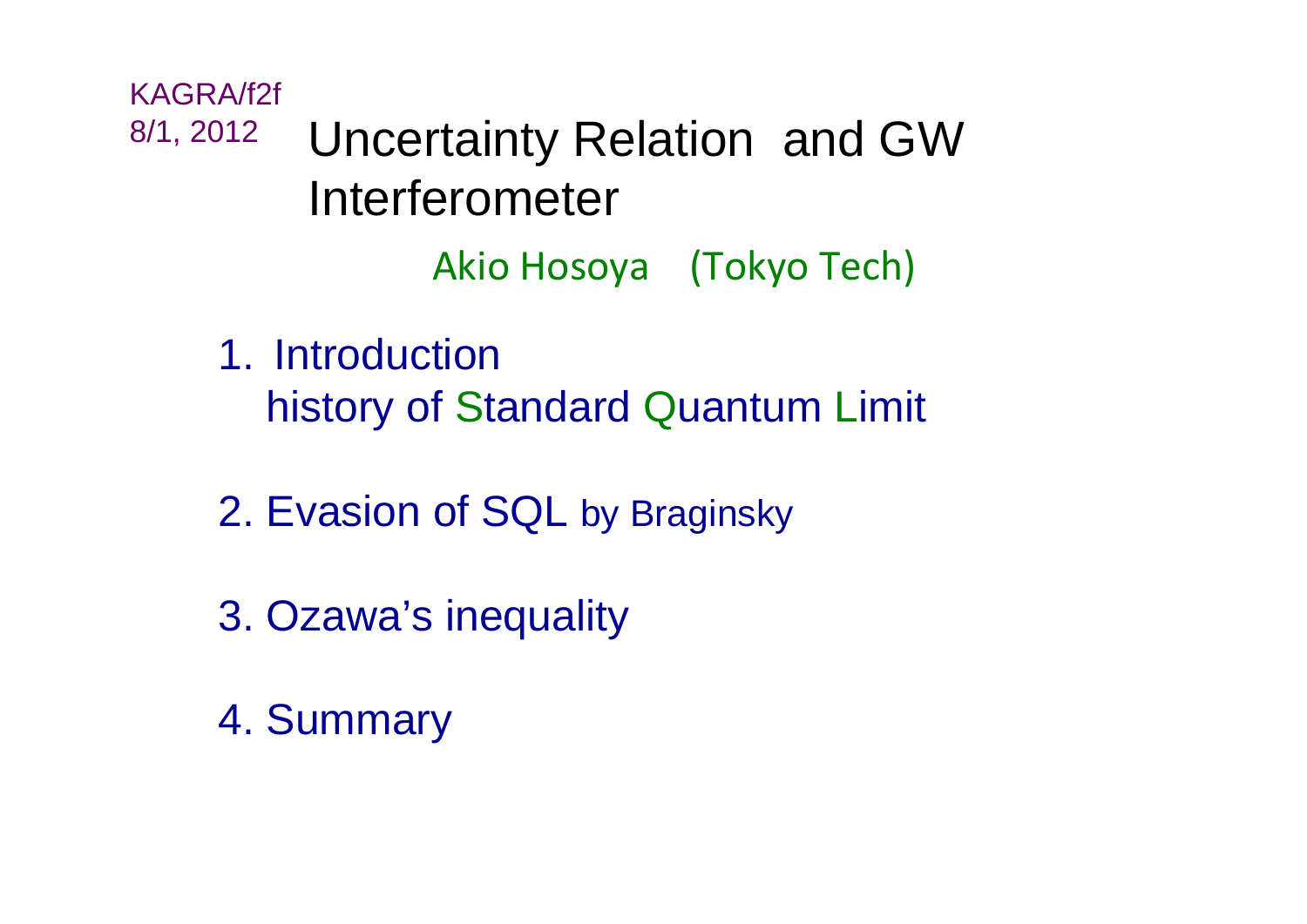KAGRA/f2f
8/1, 2012

# Uncertainty Relation and GW Interferometer

Akio Hosoya (Tokyo Tech)

1. Introduction
   history of Standard Quantum Limit

2. Evasion of SQL by Braginsky

3. Ozawa's inequality

4. Summary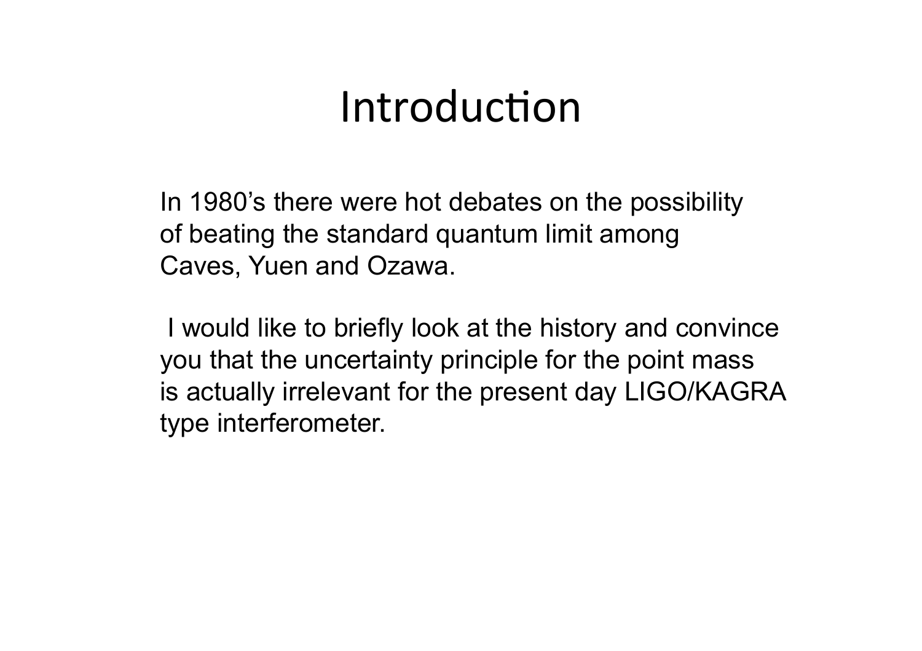# Introduction

In 1980’s there were hot debates on the possibility of beating the standard quantum limit among Caves, Yuen and Ozawa.

I would like to briefly look at the history and convince you that the uncertainty principle for the point mass is actually irrelevant for the present day LIGO/KAGRA type interferometer.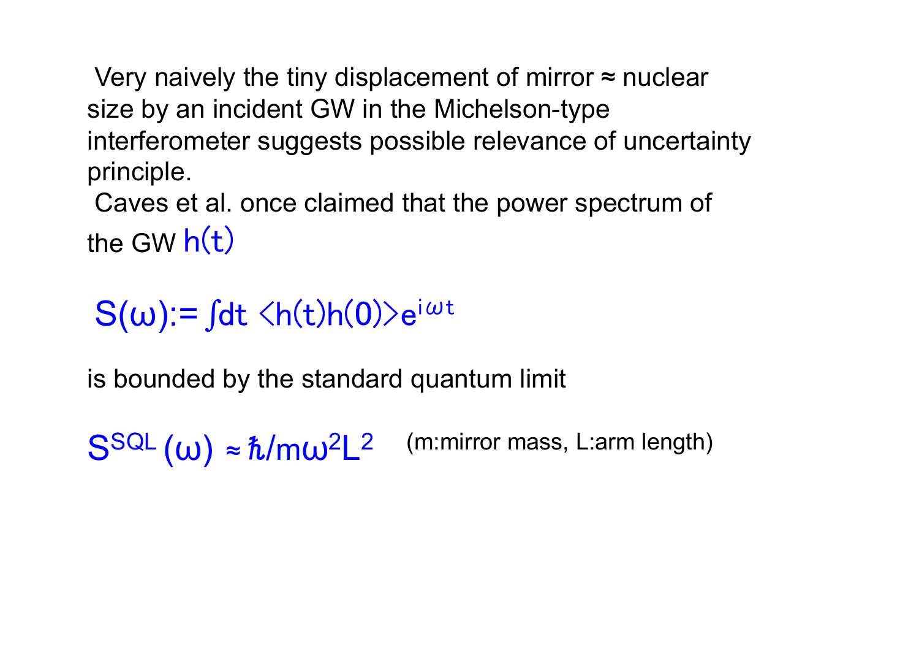Very naively the tiny displacement of mirror ≈ nuclear size by an incident GW in the Michelson-type interferometer suggests possible relevance of uncertainty principle.

Caves et al. once claimed that the power spectrum of the GW $h(t)$

$$S(\omega) := \int dt \, \langle h(t) h(0) \rangle e^{i\omega t}$$

is bounded by the standard quantum limit

$$S^{SQL}(\omega) \approx \hbar / m \omega^2 L^2$$ (m:mirror mass, L:arm length)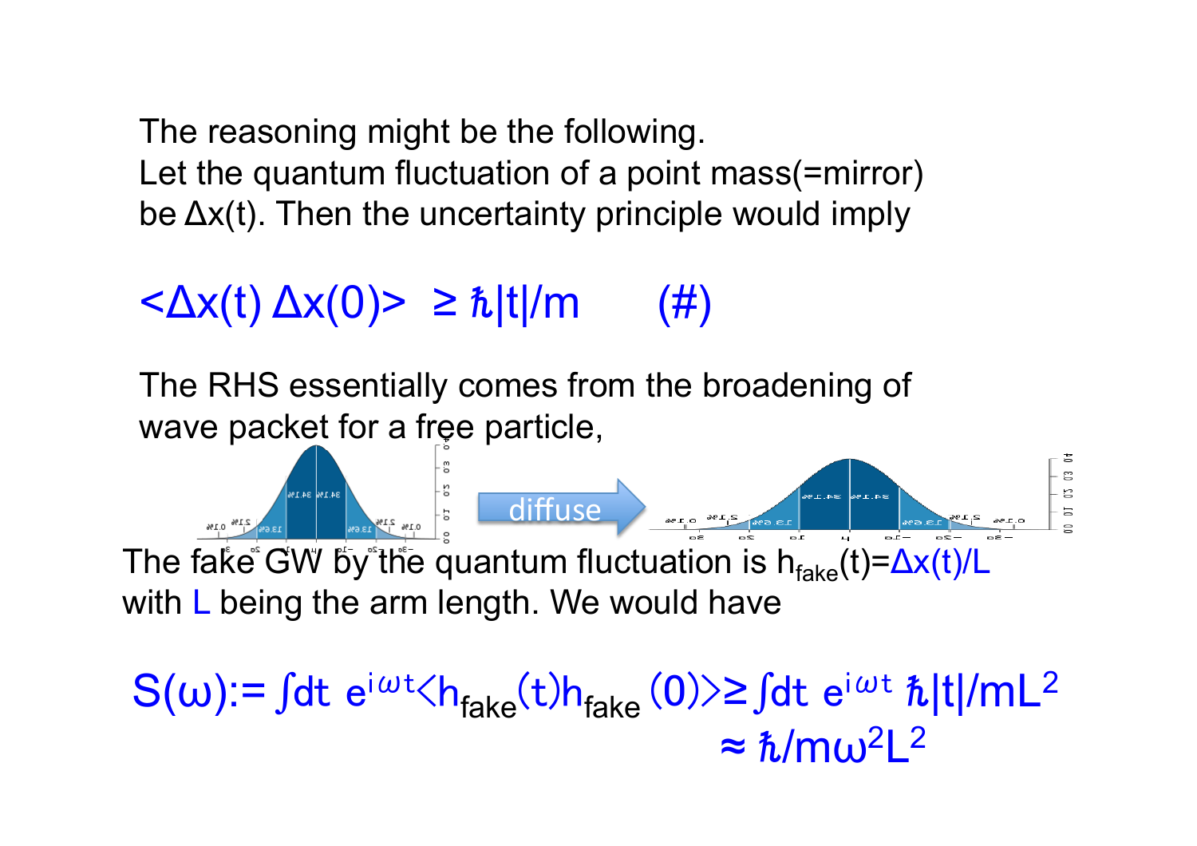The reasoning might be the following.
Let the quantum fluctuation of a point mass(=mirror) be $\Delta x(t)$. Then the uncertainty principle would imply

$$\langle \Delta x(t)\, \Delta x(0) \rangle \geq \hbar |t|/m \qquad (\#)$$

The RHS essentially comes from the broadening of wave packet for a free particle,

diffuse

The fake GW by the quantum fluctuation is $h_{fake}(t)=\Delta x(t)/L$ with $L$ being the arm length. We would have

$$S(\omega) := \int dt\, e^{i\omega t} \langle h_{fake}(t) h_{fake}(0) \rangle \geq \int dt\, e^{i\omega t}\, \hbar |t|/mL^2$$
$$\approx \hbar/m\omega^2 L^2$$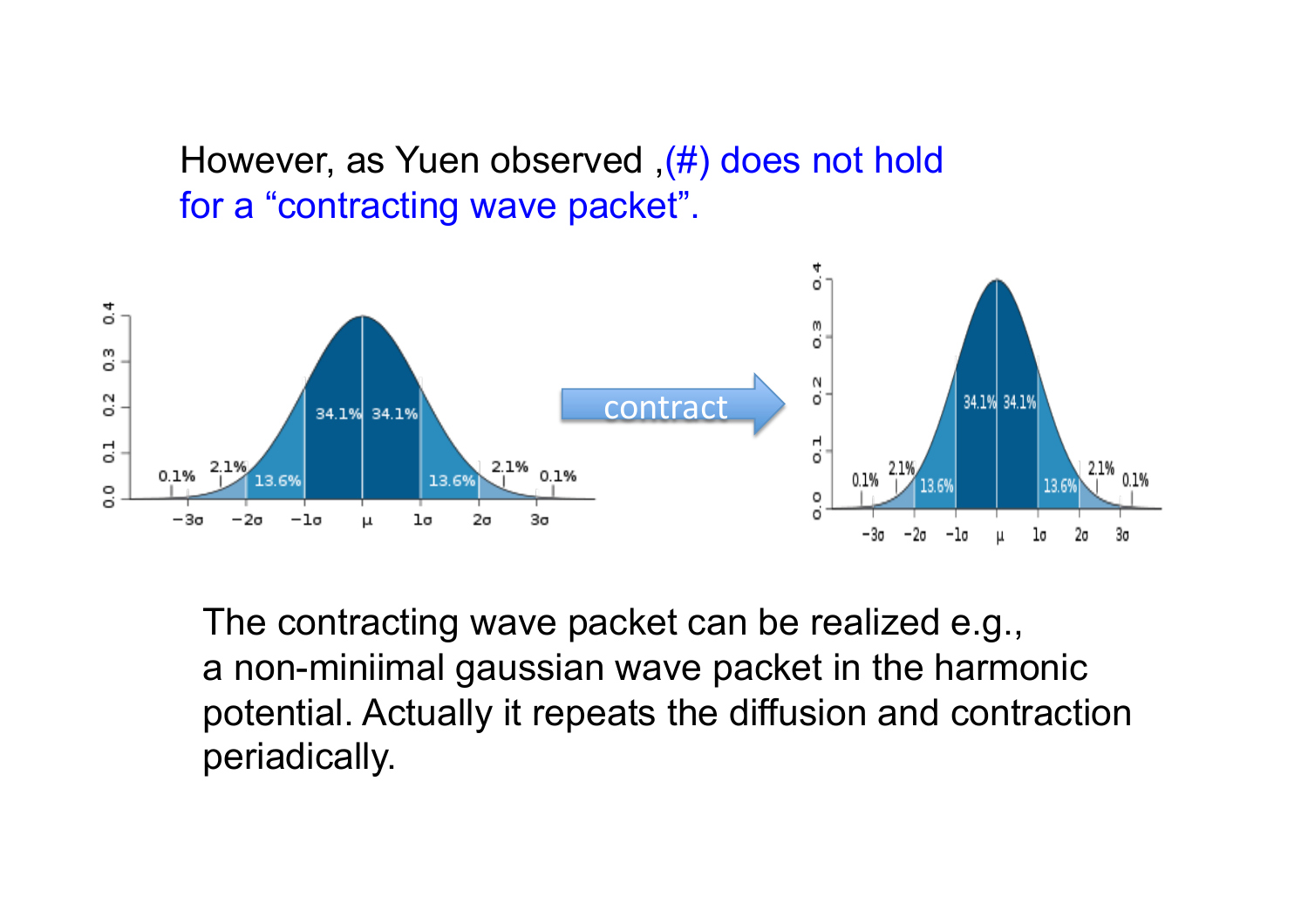However, as Yuen observed ,(#) does not hold for a “contracting wave packet”.

The contracting wave packet can be realized e.g., a non-miniimal gaussian wave packet in the harmonic potential. Actually it repeats the diffusion and contraction periadically.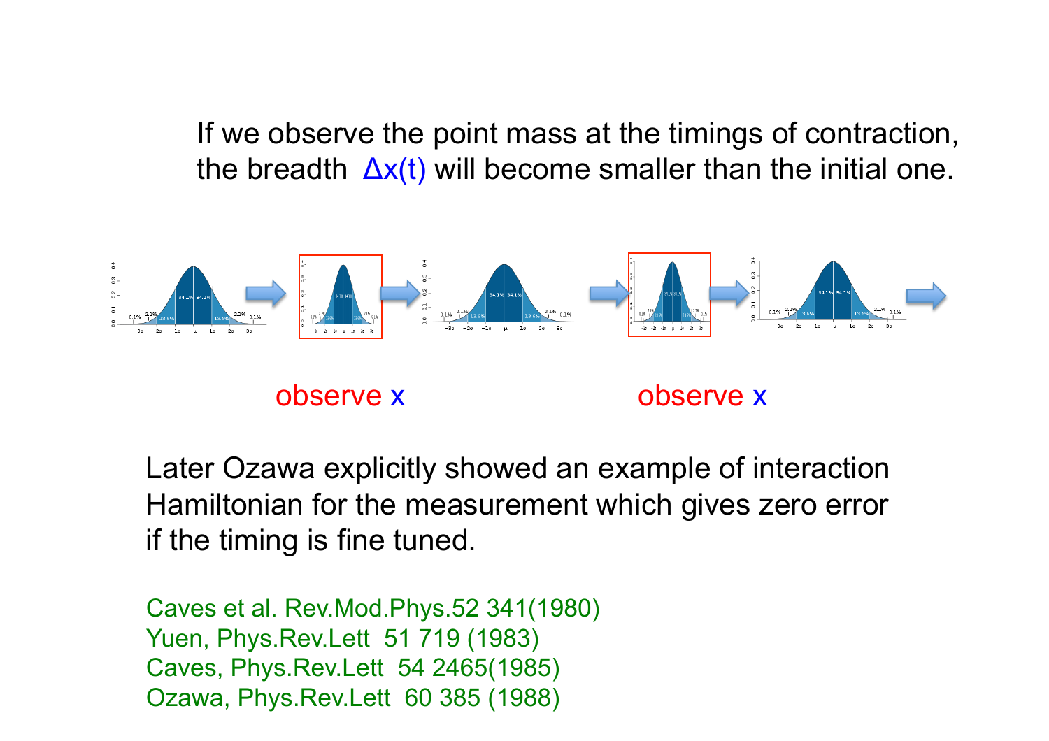If we observe the point mass at the timings of contraction, the breadth $\Delta x(t)$ will become smaller than the initial one.

observe x

observe x

Later Ozawa explicitly showed an example of interaction Hamiltonian for the measurement which gives zero error if the timing is fine tuned.

Caves et al. Rev.Mod.Phys.52 341(1980)
Yuen, Phys.Rev.Lett 51 719 (1983)
Caves, Phys.Rev.Lett 54 2465(1985)
Ozawa, Phys.Rev.Lett 60 385 (1988)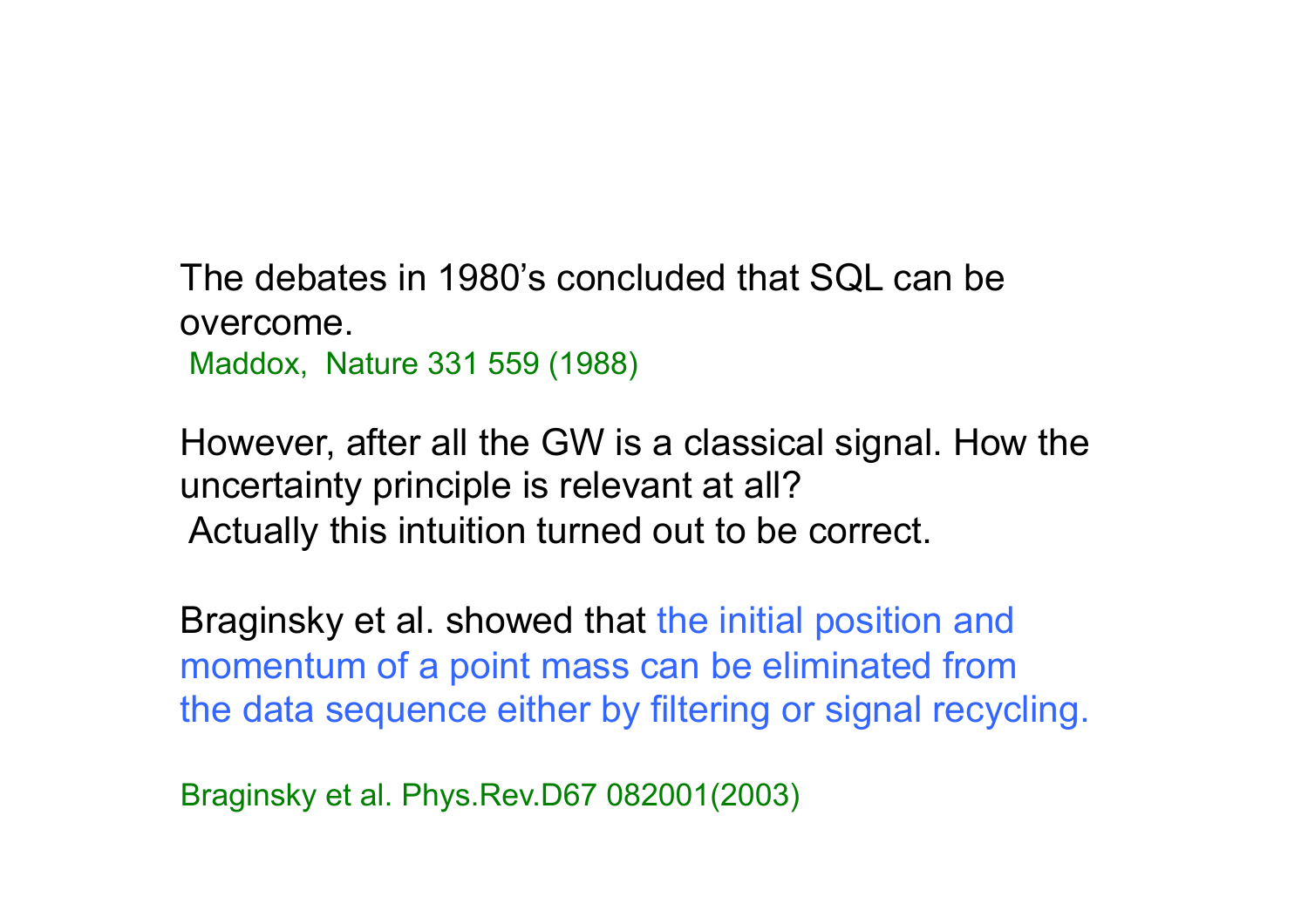The debates in 1980's concluded that SQL can be overcome.

Maddox, Nature 331 559 (1988)

However, after all the GW is a classical signal. How the uncertainty principle is relevant at all?

Actually this intuition turned out to be correct.

Braginsky et al. showed that the initial position and momentum of a point mass can be eliminated from the data sequence either by filtering or signal recycling.

Braginsky et al. Phys.Rev.D67 082001(2003)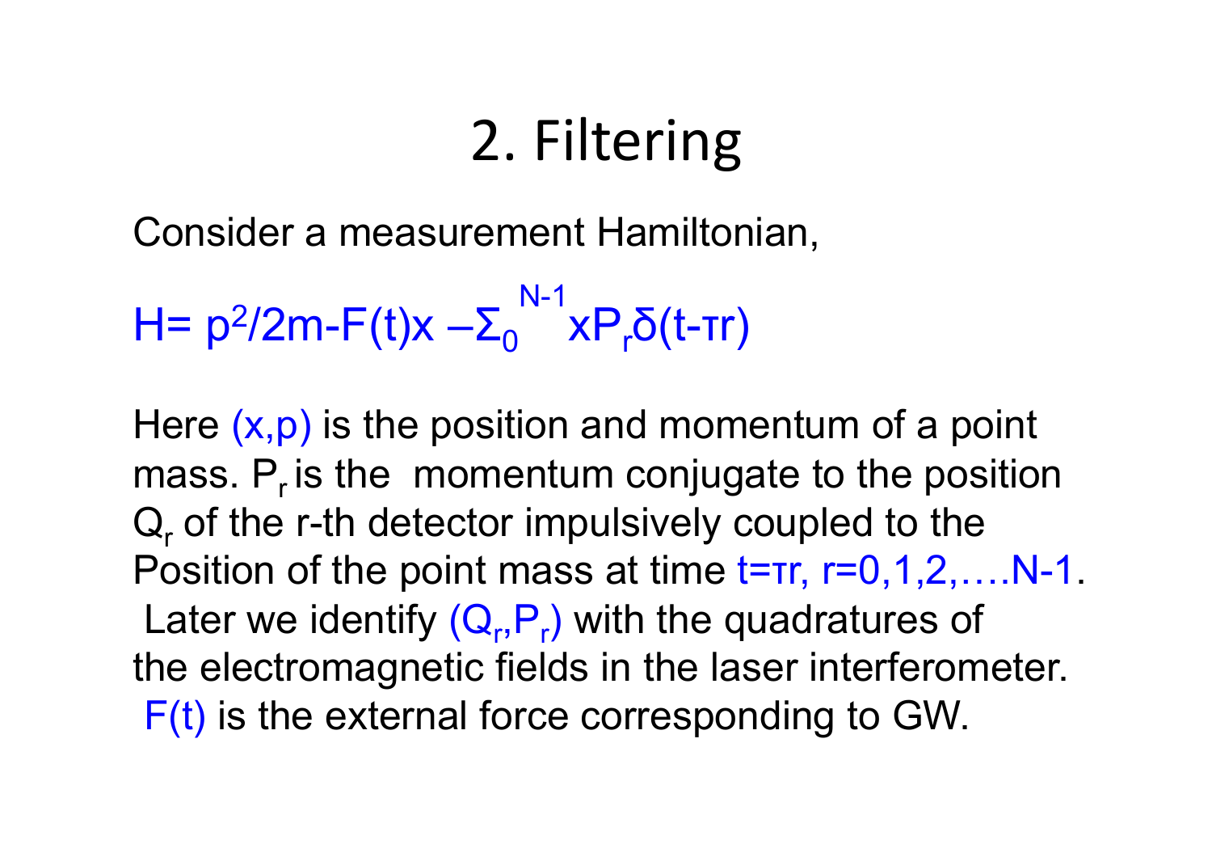# 2. Filtering

Consider a measurement Hamiltonian,

$$H = p^2/2m - F(t)x - \Sigma_0^{N-1} x P_r \delta(t - \tau r)$$

Here $(x,p)$ is the position and momentum of a point mass. $P_r$ is the momentum conjugate to the position $Q_r$ of the r-th detector impulsively coupled to the Position of the point mass at time $t=\tau r$, $r=0,1,2,\ldots.N-1$. Later we identify $(Q_r,P_r)$ with the quadratures of the electromagnetic fields in the laser interferometer. $F(t)$ is the external force corresponding to GW.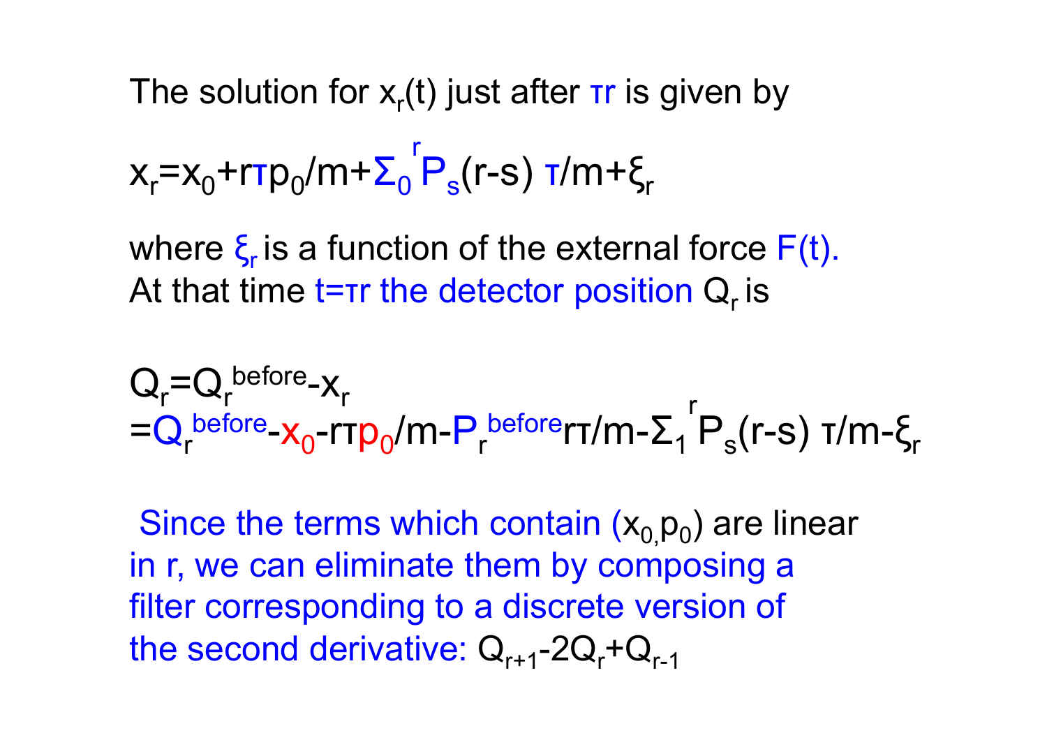The solution for $x_r(t)$ just after $\tau r$ is given by

$$x_r = x_0 + r\tau p_0/m + \Sigma_0^{\,r} P_s (r-s)\, \tau/m + \xi_r$$

where $\xi_r$ is a function of the external force $F(t)$.
At that time $t=\tau r$ the detector position $Q_r$ is

$$Q_r = Q_r^{before} - x_r$$
$$= Q_r^{before} - x_0 - r\tau p_0/m - P_r^{before} r\tau/m - \Sigma_1^{\,r} P_s (r-s)\, \tau/m - \xi_r$$

Since the terms which contain $(x_0, p_0)$ are linear in r, we can eliminate them by composing a filter corresponding to a discrete version of the second derivative: $Q_{r+1} - 2Q_r + Q_{r-1}$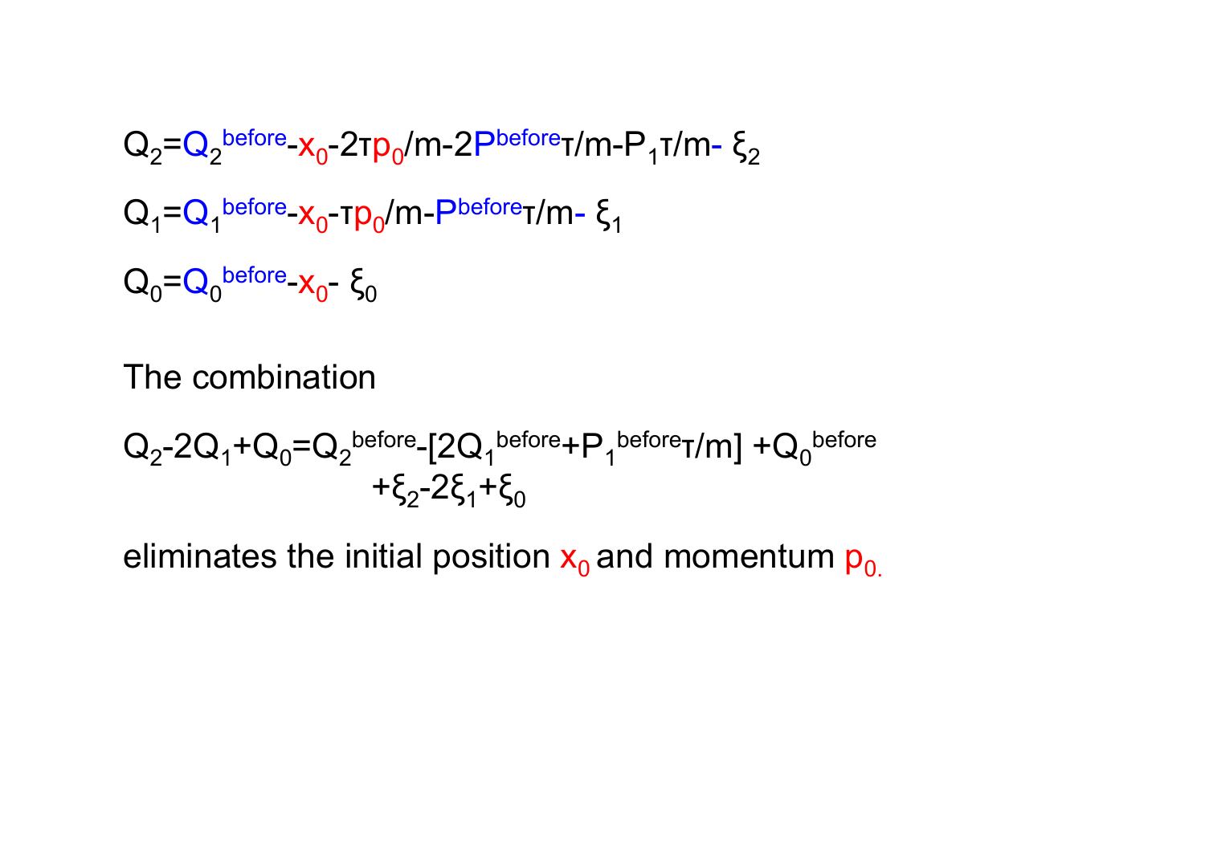$$Q_2 = Q_2^{before} - x_0 - 2\tau p_0/m - 2P^{before}\tau/m - P_1\tau/m - \xi_2$$

$$Q_1 = Q_1^{before} - x_0 - \tau p_0/m - P^{before}\tau/m - \xi_1$$

$$Q_0 = Q_0^{before} - x_0 - \xi_0$$

The combination

$$Q_2 - 2Q_1 + Q_0 = Q_2^{before} - [2Q_1^{before} + P_1^{before}\tau/m] + Q_0^{before} + \xi_2 - 2\xi_1 + \xi_0$$

eliminates the initial position $x_0$ and momentum $p_0$.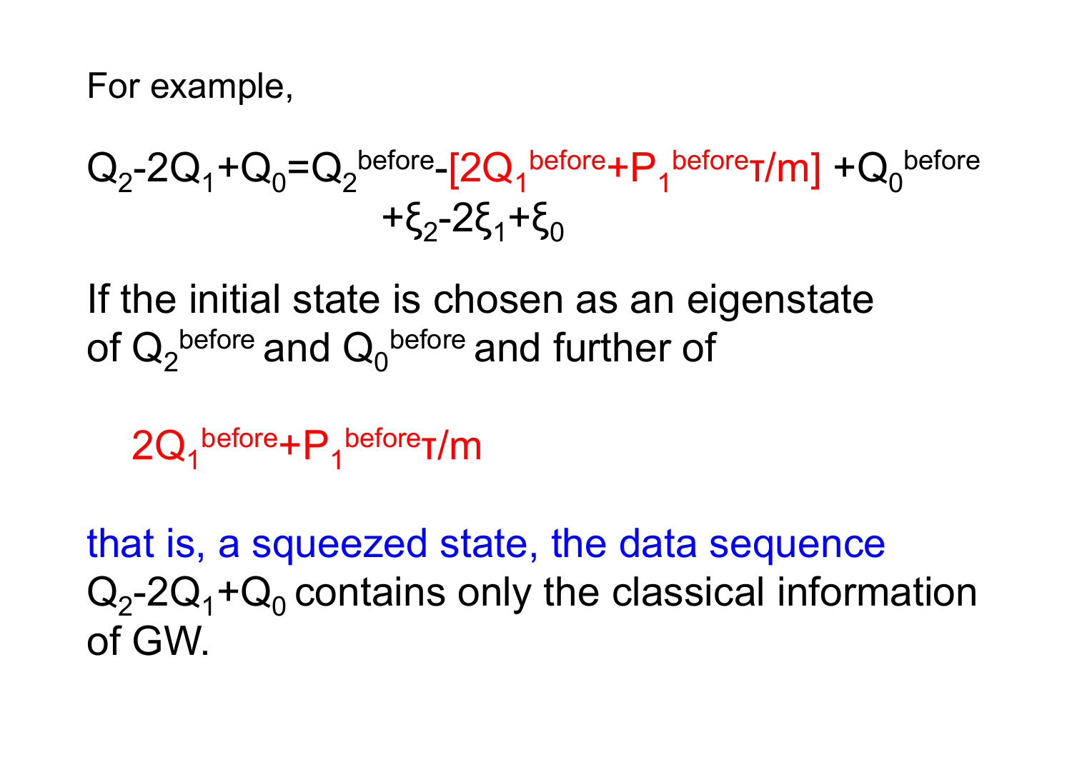For example,

$$Q_2 - 2Q_1 + Q_0 = Q_2^{before} - [2Q_1^{before} + P_1^{before}\tau/m] + Q_0^{before} + \xi_2 - 2\xi_1 + \xi_0$$

If the initial state is chosen as an eigenstate of $Q_2^{before}$ and $Q_0^{before}$ and further of

$$2Q_1^{before} + P_1^{before}\tau/m$$

that is, a squeezed state, the data sequence $Q_2 - 2Q_1 + Q_0$ contains only the classical information of GW.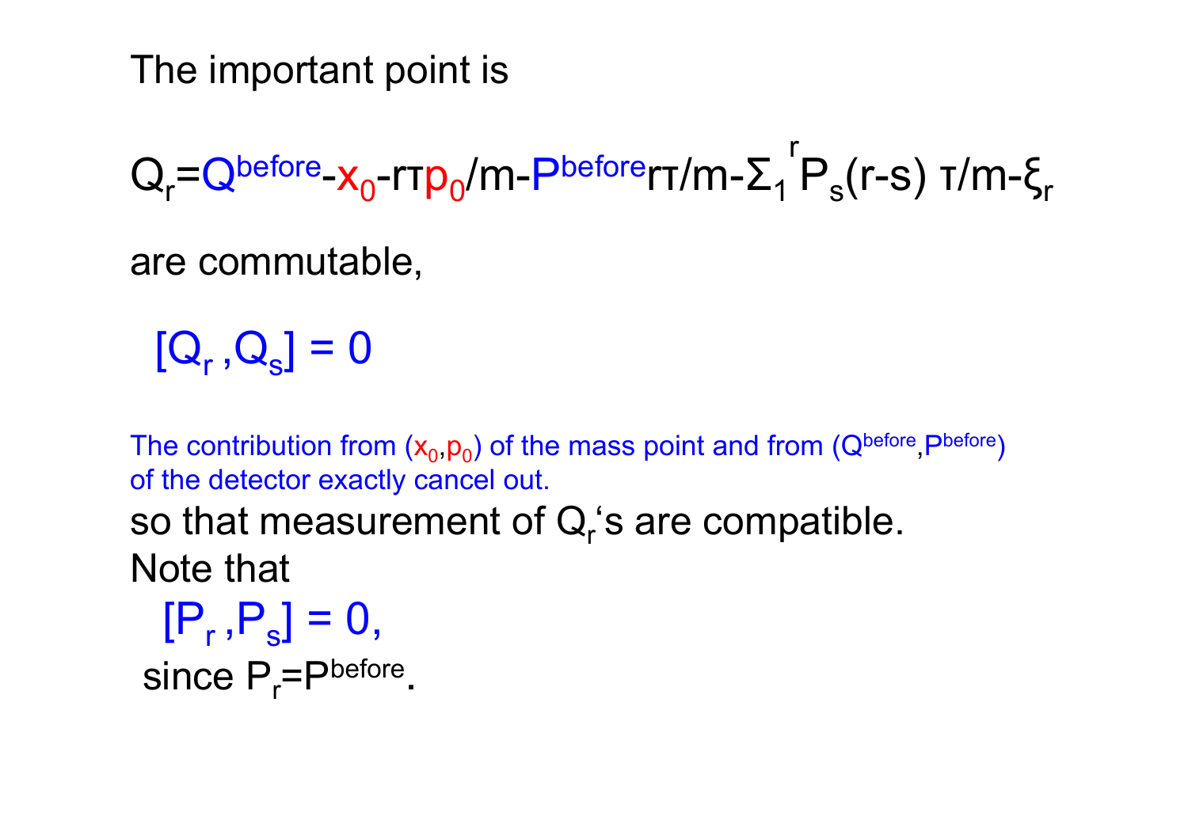The important point is

$$Q_r = Q^{before} - x_0 - r\tau p_0/m - P^{before} r\tau/m - \Sigma_1^{\ r} P_s (r-s)\ \tau/m - \xi_r$$

are commutable,

$$[Q_r, Q_s] = 0$$

The contribution from $(x_0, p_0)$ of the mass point and from $(Q^{before}, P^{before})$ of the detector exactly cancel out.

so that measurement of $Q_r$'s are compatible.

Note that

$$[P_r, P_s] = 0,$$

since $P_r = P^{before}$.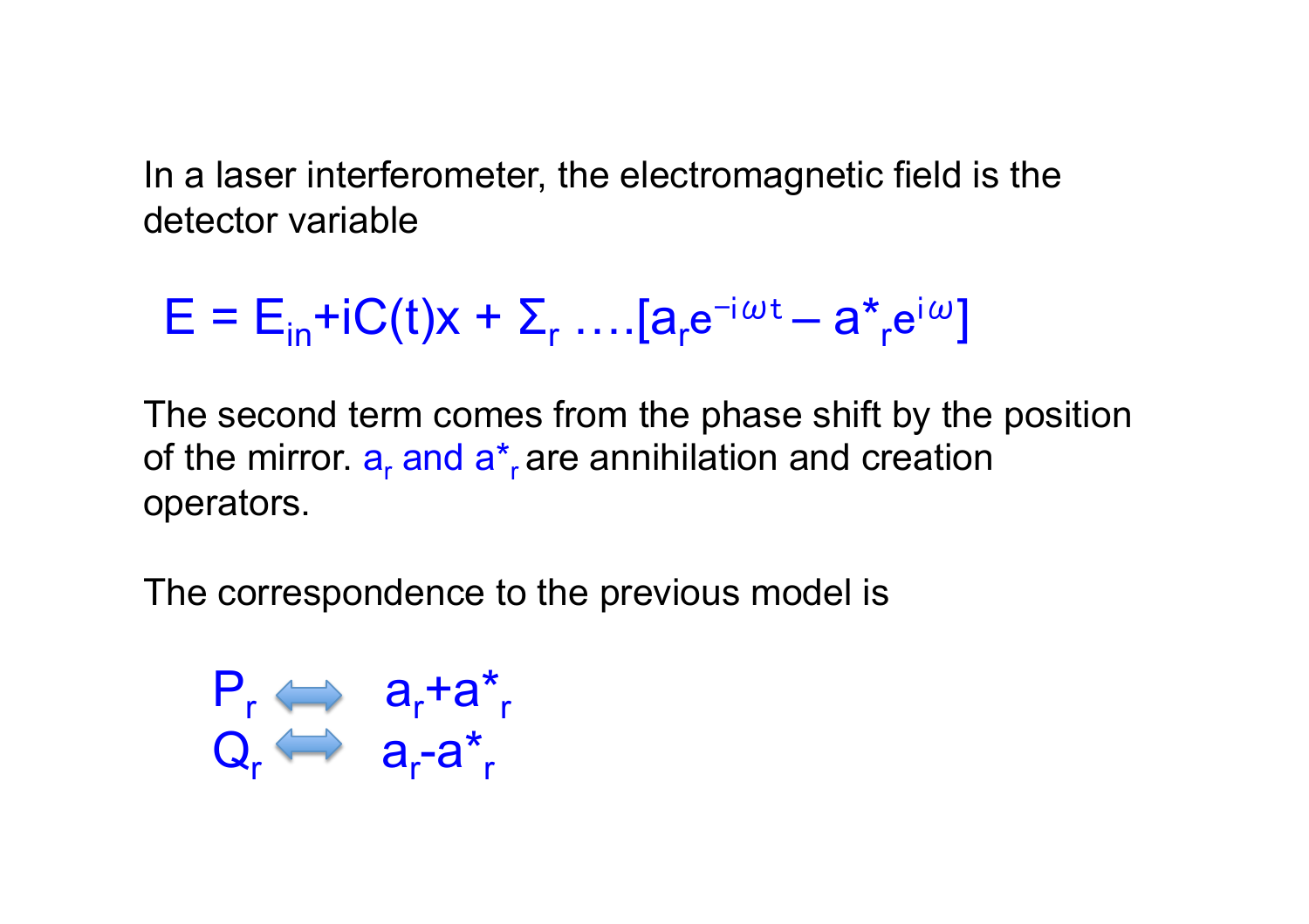In a laser interferometer, the electromagnetic field is the detector variable

$$E = E_{in} + iC(t)x + \Sigma_r \ldots .[a_r e^{-i\omega t} - a^*_r e^{i\omega}]$$

The second term comes from the phase shift by the position of the mirror. $a_r$ and $a^*_r$ are annihilation and creation operators.

The correspondence to the previous model is

$$P_r \Leftrightarrow a_r + a^*_r$$
$$Q_r \Leftrightarrow a_r - a^*_r$$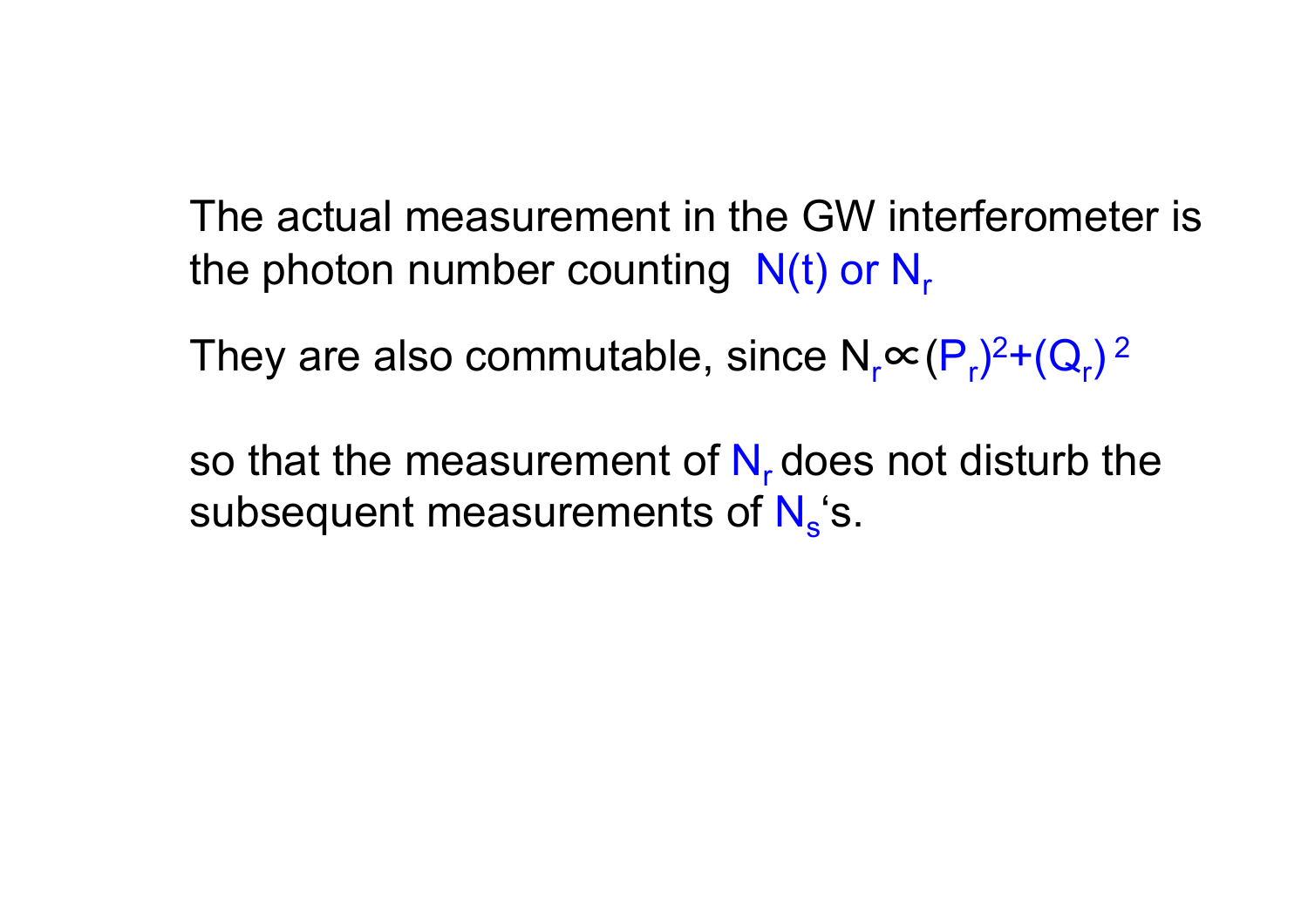The actual measurement in the GW interferometer is the photon number counting $N(t)$ or $N_r$

They are also commutable, since $N_r \propto (P_r)^2 + (Q_r)^2$

so that the measurement of $N_r$ does not disturb the subsequent measurements of $N_s$'s.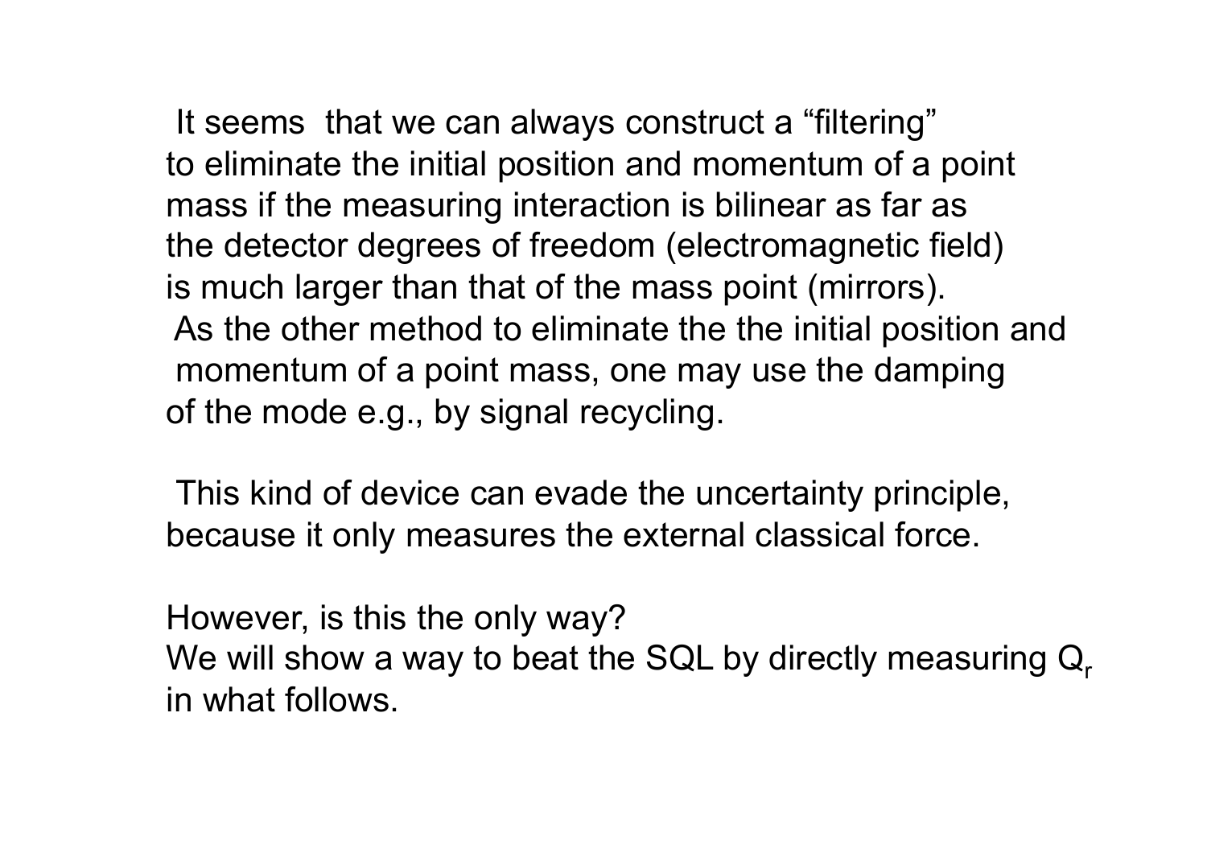It seems that we can always construct a “filtering” to eliminate the initial position and momentum of a point mass if the measuring interaction is bilinear as far as the detector degrees of freedom (electromagnetic field) is much larger than that of the mass point (mirrors). As the other method to eliminate the the initial position and momentum of a point mass, one may use the damping of the mode e.g., by signal recycling.

This kind of device can evade the uncertainty principle, because it only measures the external classical force.

However, is this the only way?
We will show a way to beat the SQL by directly measuring $Q_r$ in what follows.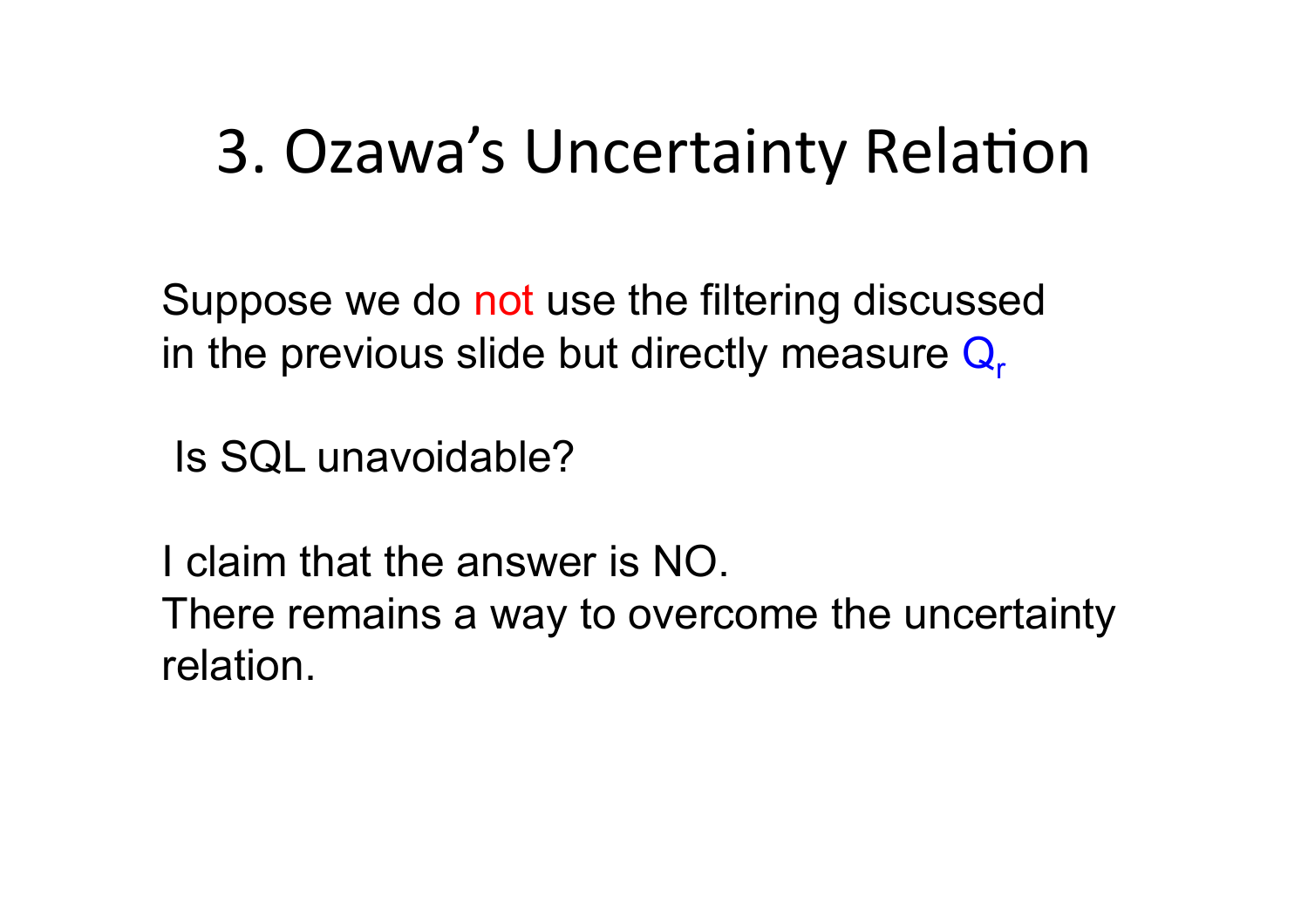# 3. Ozawa's Uncertainty Relation

Suppose we do not use the filtering discussed in the previous slide but directly measure $Q_r$

Is SQL unavoidable?

I claim that the answer is NO.
There remains a way to overcome the uncertainty relation.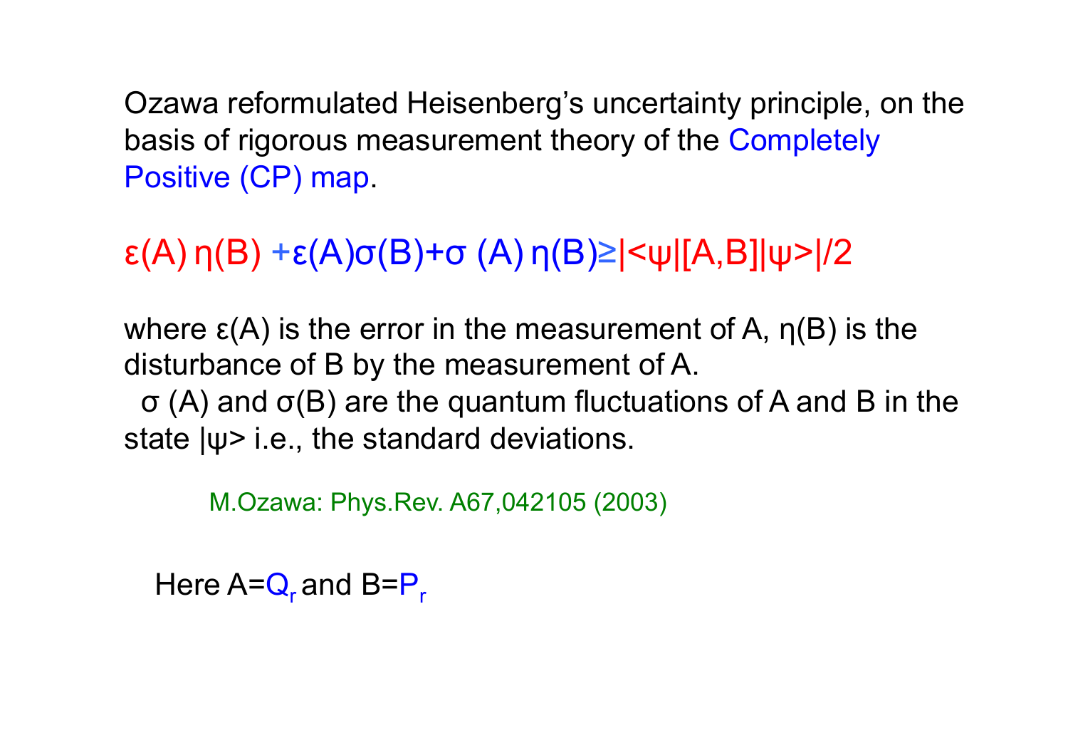Ozawa reformulated Heisenberg's uncertainty principle, on the basis of rigorous measurement theory of the Completely Positive (CP) map.

$$\varepsilon(A)\,\eta(B) + \varepsilon(A)\sigma(B) + \sigma(A)\,\eta(B) \geq |\langle\psi|[A,B]|\psi\rangle|/2$$

where $\varepsilon(A)$ is the error in the measurement of A, $\eta(B)$ is the disturbance of B by the measurement of A.

$\sigma(A)$ and $\sigma(B)$ are the quantum fluctuations of A and B in the state $|\psi\rangle$ i.e., the standard deviations.

M.Ozawa: Phys.Rev. A67,042105 (2003)

Here $A=Q_r$ and $B=P_r$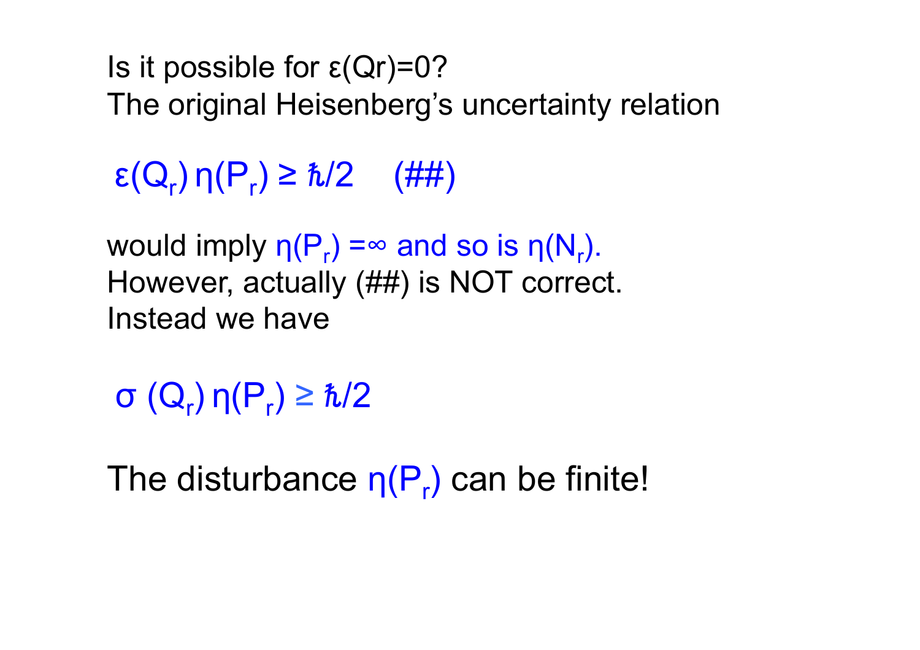Is it possible for $\varepsilon(Q_r)=0$?
The original Heisenberg's uncertainty relation

$$\varepsilon(Q_r)\,\eta(P_r) \geq \hbar/2 \quad (\#\#)$$

would imply $\eta(P_r) = \infty$ and so is $\eta(N_r)$.
However, actually (##) is NOT correct.
Instead we have

$$\sigma(Q_r)\,\eta(P_r) \geq \hbar/2$$

The disturbance $\eta(P_r)$ can be finite!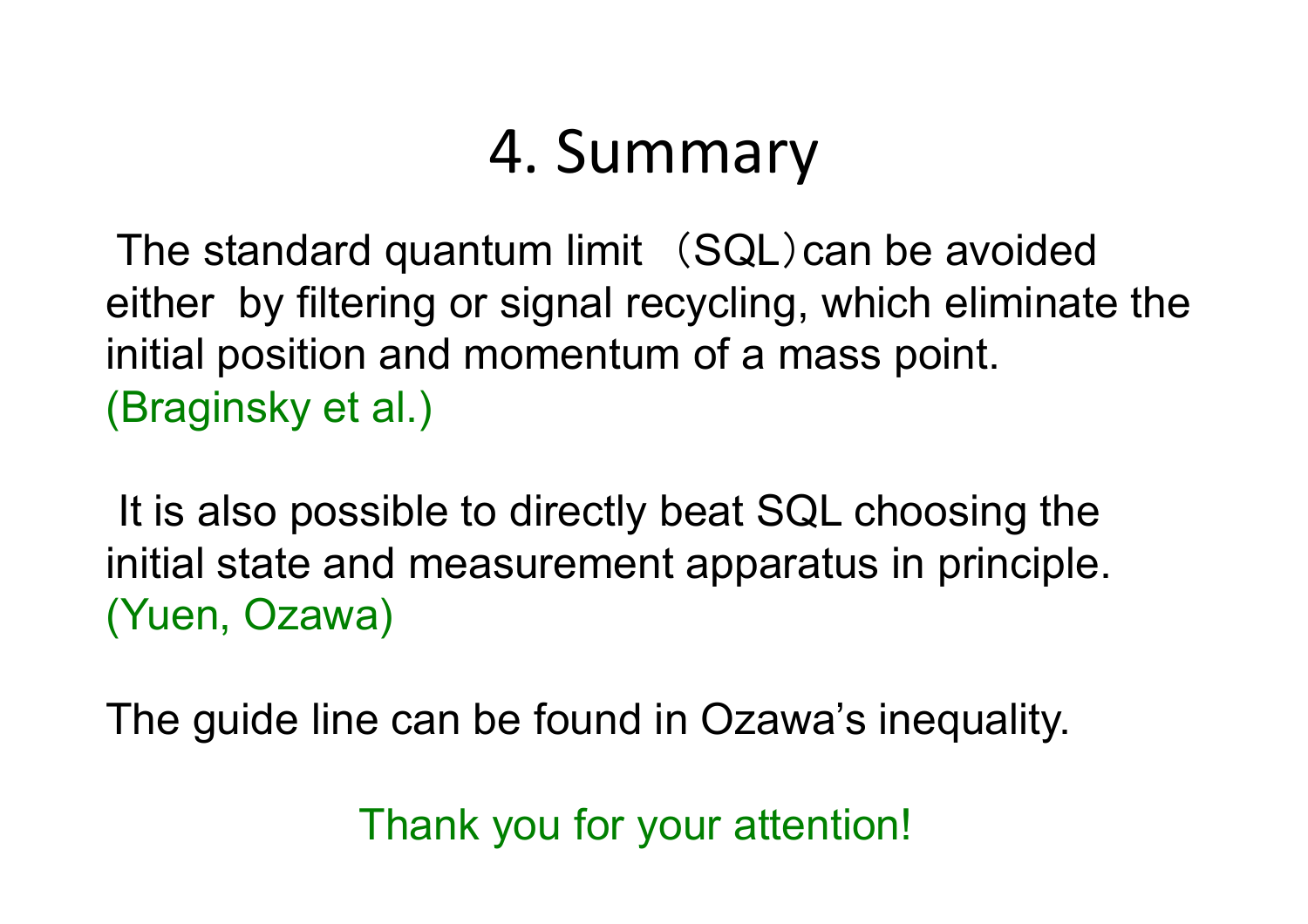# 4. Summary

The standard quantum limit （SQL）can be avoided either by filtering or signal recycling, which eliminate the initial position and momentum of a mass point.
(Braginsky et al.)

It is also possible to directly beat SQL choosing the initial state and measurement apparatus in principle.
(Yuen, Ozawa)

The guide line can be found in Ozawa's inequality.

Thank you for your attention!